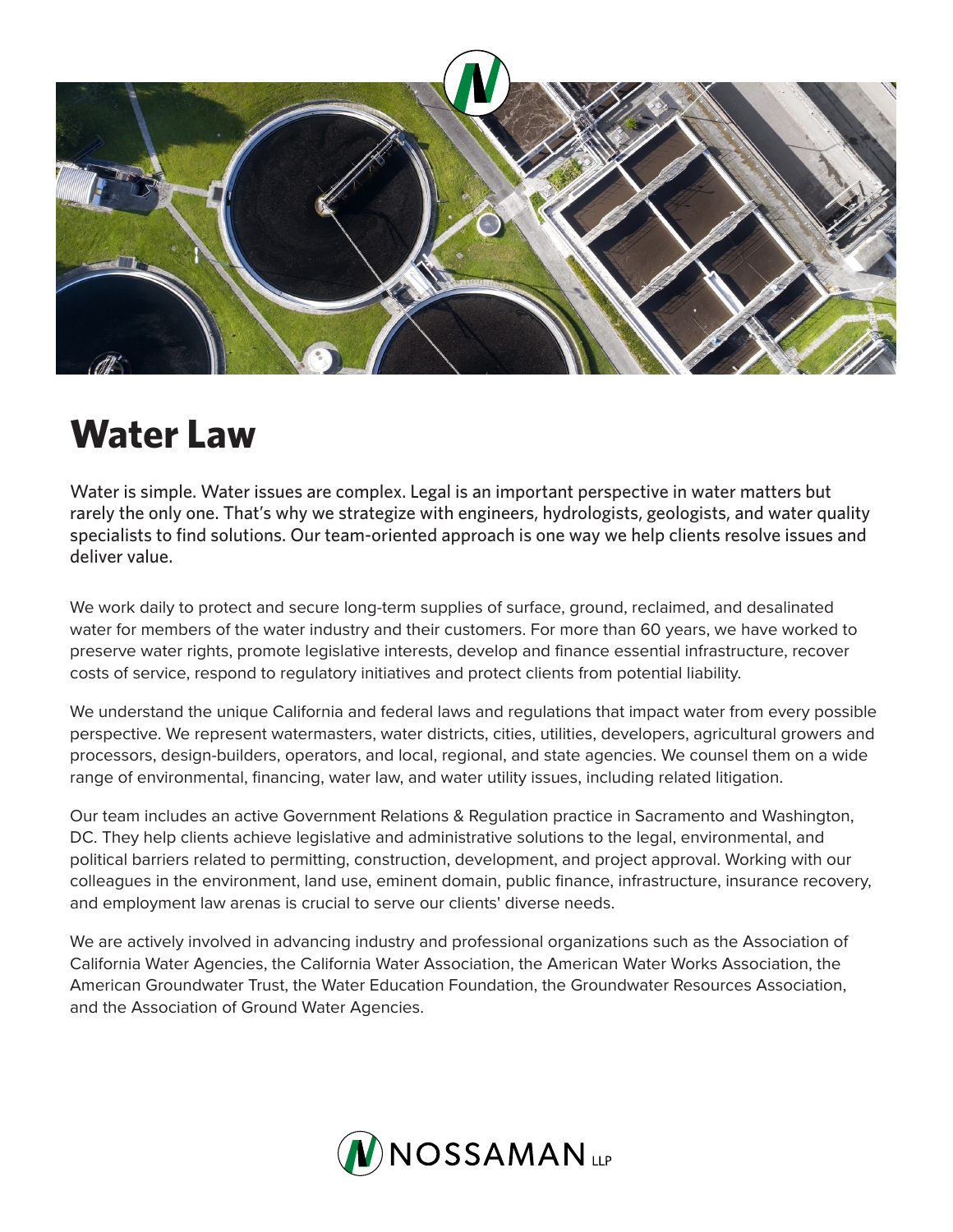# Water Law

Water is simple. Water issues are complex. Legal is an important perspective in water matters but rarely the only one. That's why we strategize with engineers, hydrologists, geologists, and water quality specialists to find solutions. Our team-oriented approach is one way we help clients resolve issues and deliver value.

We work daily to protect and secure long-term supplies of surface, ground, reclaimed, and desalinated water for members of the water industry and their customers. For more than 60 years, we have worked to preserve water rights, promote legislative interests, develop and finance essential infrastructure, recover costs of service, respond to regulatory initiatives and protect clients from potential liability.

We understand the unique California and federal laws and regulations that impact water from every possible perspective. We represent watermasters, water districts, cities, utilities, developers, agricultural growers and processors, design-builders, operators, and local, regional, and state agencies. We counsel them on a wide range of environmental, financing, water law, and water utility issues, including related litigation.

Our team includes an active Government Relations & Regulation practice in Sacramento and Washington, DC. They help clients achieve legislative and administrative solutions to the legal, environmental, and political barriers related to permitting, construction, development, and project approval. Working with our colleagues in the environment, land use, eminent domain, public finance, infrastructure, insurance recovery, and employment law arenas is crucial to serve our clients' diverse needs.

We are actively involved in advancing industry and professional organizations such as the Association of California Water Agencies, the California Water Association, the American Water Works Association, the American Groundwater Trust, the Water Education Foundation, the Groundwater Resources Association, and the Association of Ground Water Agencies.

NOSSAMAN LLP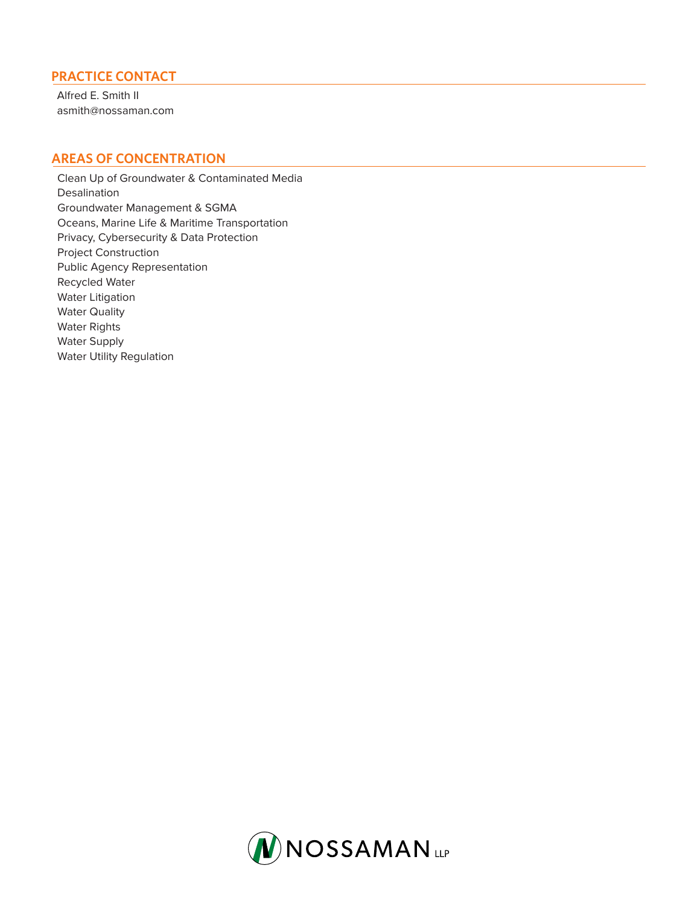## PRACTICE CONTACT

Alfred E. Smith II
asmith@nossaman.com

## AREAS OF CONCENTRATION

Clean Up of Groundwater & Contaminated Media
Desalination
Groundwater Management & SGMA
Oceans, Marine Life & Maritime Transportation
Privacy, Cybersecurity & Data Protection
Project Construction
Public Agency Representation
Recycled Water
Water Litigation
Water Quality
Water Rights
Water Supply
Water Utility Regulation

NOSSAMAN LLP